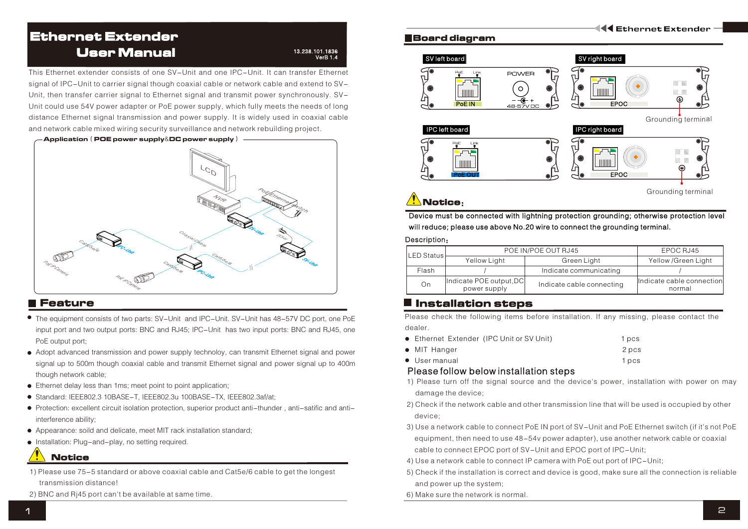# Ethernet Extender User Manual

13.238.101.1836
VerB 1.4

This Ethernet extender consists of one SV–Unit and one IPC–Unit. It can transfer Ethernet signal of IPC–Unit to carrier signal though coaxial cable or network cable and extend to SV–Unit, then transfer carrier signal to Ethernet signal and transmit power synchronously. SV–Unit could use 54V power adapter or PoE power supply, which fully meets the needs of long distance Ethernet signal transmission and power supply. It is widely used in coaxial cable and network cable mixed wiring security surveillance and network rebuilding project.

**Application（POE power supply&DC power supply）**

## Feature

- The equipment consists of two parts: SV–Unit and IPC–Unit. SV–Unit has 48–57V DC port, one PoE input port and two output ports: BNC and RJ45; IPC–Unit has two input ports: BNC and RJ45, one PoE output port;
- Adopt advanced transmission and power supply technoloy, can transmit Ethernet signal and power signal up to 500m though coaxial cable and transmit Ethernet signal and power signal up to 400m though network cable;
- Ethernet delay less than 1ms; meet point to point application;
- Standard: IEEE802.3 10BASE–T, IEEE802.3u 100BASE–TX, IEEE802.3af/at;
- Protection: excellent circuit isolation protection, superior product anti–thunder , anti–satific and anti–interference ability;
- Appearance: soild and delicate, meet MIT rack installation standard;
- Installation: Plug–and–play, no setting required.

## Notice

1) Please use 75–5 standard or above coaxial cable and Cat5e/6 cable to get the longest transmission distance!

2) BNC and Rj45 port can't be available at same time.

## Board diagram

SV left board

SV right board

Grounding terminal

IPC left board

IPC right board

Grounding terminal

## Notice:

Device must be connected with lightning protection grounding; otherwise protection level will reduce; please use above No.20 wire to connect the grounding terminal.

Description:

| LED Status | POE IN/POE OUT RJ45 | | EPOC RJ45 |
|---|---|---|---|
| | Yellow Light | Green Light | Yellow /Green Light |
| Flash | / | Indicate communicating | / |
| On | Indicate POE output,DC power supply | Indicate cable connecting | Indicate cable connection normal |

## Installation steps

Please check the following items before installation. If any missing, please contact the dealer.

- Ethernet Extender (IPC Unit or SV Unit) 1 pcs
- MIT Hanger 2 pcs
- User manual 1 pcs

### Please follow below installation steps

1) Please turn off the signal source and the device's power, installation with power on may damage the device;

2) Check if the network cable and other transmission line that will be used is occupied by other device;

3) Use a network cable to connect PoE IN port of SV–Unit and PoE Ethernet switch (if it's not PoE equipment, then need to use 48–54v power adapter), use another network cable or coaxial cable to connect EPOC port of SV–Unit and EPOC port of IPC–Unit;

4) Use a network cable to connect IP camera with PoE out port of IPC–Unit;

5) Check if the installation is correct and device is good, make sure all the connection is reliable and power up the system;

6) Make sure the network is normal.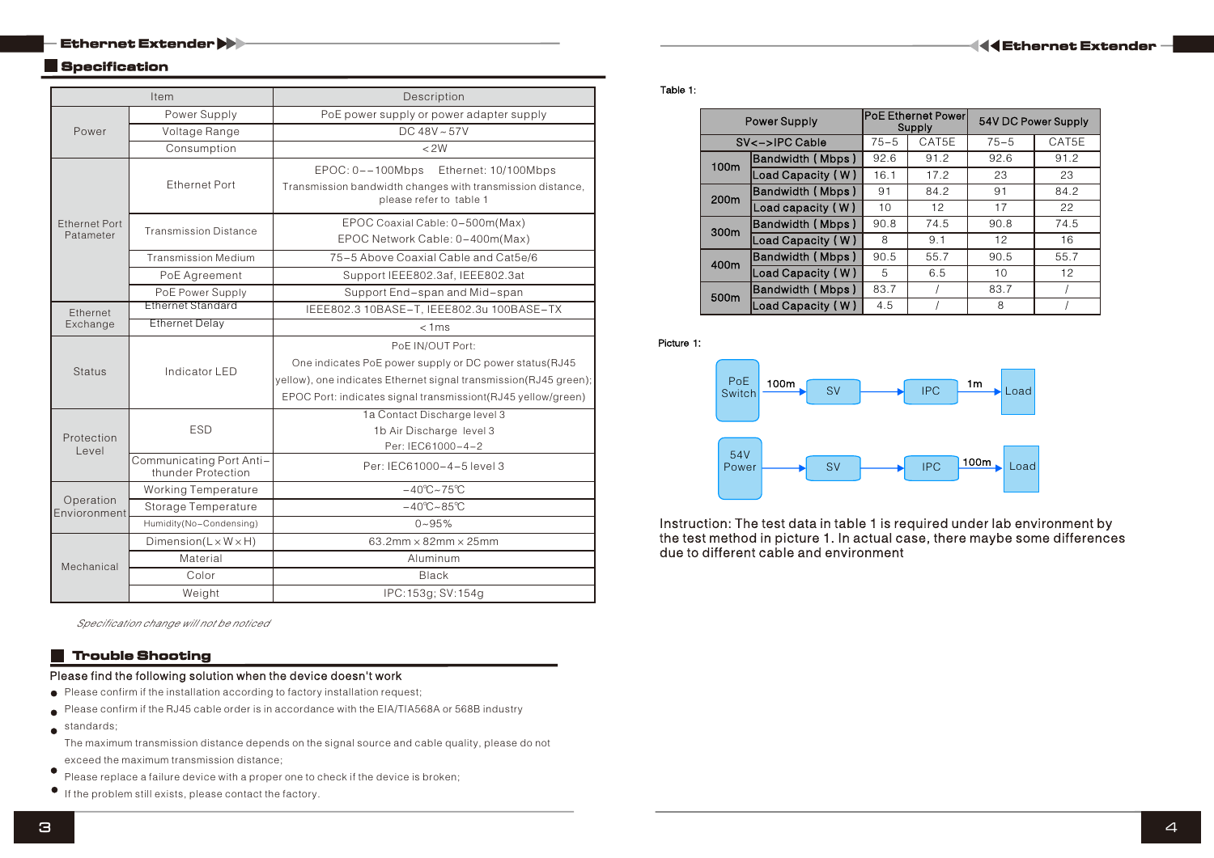## Specification

| Item | | Description |
|---|---|---|
| Power | Power Supply | PoE power supply or power adapter supply |
| | Voltage Range | DC 48V～57V |
| | Consumption | <2W |
| Ethernet Port Patameter | Ethernet Port | EPOC: 0−−100Mbps Ethernet: 10/100Mbps<br>Transmission bandwidth changes with transmission distance, please refer to table 1 |
| | Transmission Distance | EPOC Coaxial Cable: 0−500m(Max)<br>EPOC Network Cable: 0−400m(Max) |
| | Transmission Medium | 75−5 Above Coaxial Cable and Cat5e/6 |
| | PoE Agreement | Support IEEE802.3af, IEEE802.3at |
| | PoE Power Supply | Support End−span and Mid−span |
| Ethernet Exchange | Ethernet Standard | IEEE802.3 10BASE−T, IEEE802.3u 100BASE−TX |
| | Ethernet Delay | <1ms |
| Status | Indicator LED | PoE IN/OUT Port:<br>One indicates PoE power supply or DC power status(RJ45 yellow), one indicates Ethernet signal transmission(RJ45 green);<br>EPOC Port: indicates signal transmissiont(RJ45 yellow/green) |
| Protection Level | ESD | 1a Contact Discharge level 3<br>1b Air Discharge level 3<br>Per: IEC61000−4−2 |
| | Communicating Port Anti−thunder Protection | Per: IEC61000−4−5 level 3 |
| Operation Envioronment | Working Temperature | −40℃~75℃ |
| | Storage Temperature | −40℃~85℃ |
| | Humidity(No−Condensing) | 0~95% |
| Mechanical | Dimension(L×W×H) | 63.2mm×82mm×25mm |
| | Material | Aluminum |
| | Color | Black |
| | Weight | IPC:153g; SV:154g |

*Specification change will not be noticed*

## Trouble Shooting

Please find the following solution when the device doesn't work

- Please confirm if the installation according to factory installation request;
- Please confirm if the RJ45 cable order is in accordance with the EIA/TIA568A or 568B industry standards;
- The maximum transmission distance depends on the signal source and cable quality, please do not exceed the maximum transmission distance;
- Please replace a failure device with a proper one to check if the device is broken;
- If the problem still exists, please contact the factory.

Table 1:

| Power Supply | | PoE Ethernet Power Supply | | 54V DC Power Supply | |
|---|---|---|---|---|---|
| SV<−>IPC Cable | | 75−5 | CAT5E | 75−5 | CAT5E |
| 100m | Bandwidth (Mbps) | 92.6 | 91.2 | 92.6 | 91.2 |
| | Load Capacity (W) | 16.1 | 17.2 | 23 | 23 |
| 200m | Bandwidth (Mbps) | 91 | 84.2 | 91 | 84.2 |
| | Load capacity (W) | 10 | 12 | 17 | 22 |
| 300m | Bandwidth (Mbps) | 90.8 | 74.5 | 90.8 | 74.5 |
| | Load Capacity (W) | 8 | 9.1 | 12 | 16 |
| 400m | Bandwidth (Mbps) | 90.5 | 55.7 | 90.5 | 55.7 |
| | Load Capacity (W) | 5 | 6.5 | 10 | 12 |
| 500m | Bandwidth (Mbps) | 83.7 | / | 83.7 | / |
| | Load Capacity (W) | 4.5 | / | 8 | / |

Picture 1:

PoE Switch → 100m → SV → IPC → 1m → Load

54V Power → SV → IPC → 100m → Load

Instruction: The test data in table 1 is required under lab environment by the test method in picture 1. In actual case, there maybe some differences due to different cable and environment